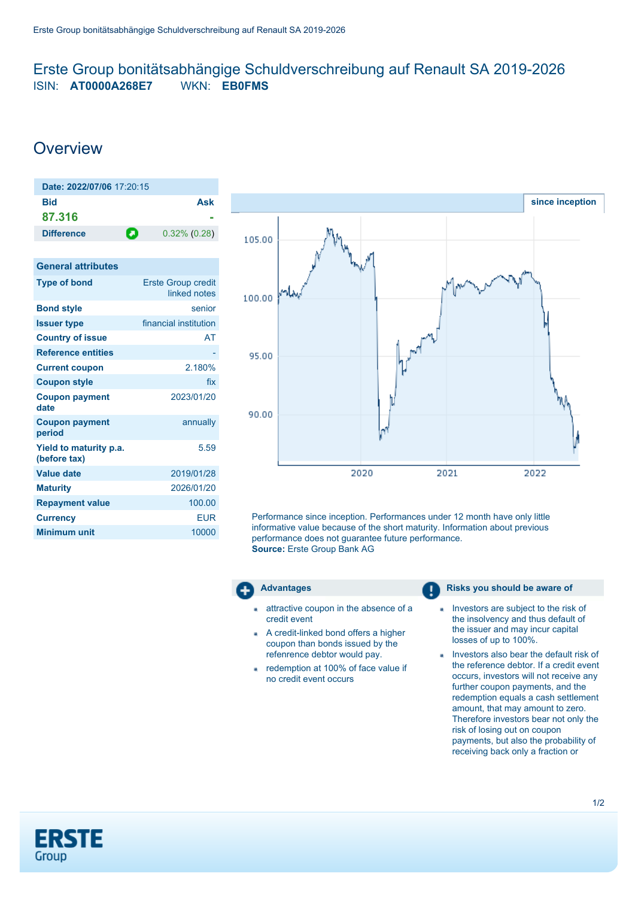# Erste Group bonitätsabhängige Schuldverschreibung auf Renault SA 2019-2026

ISIN: **AT0000A268E7** WKN: **EB0FMS**

## Overview

| **Date: 2022/07/06** 17:20:15 | |
|---|---|
| **Bid** | **Ask** |
| **87.316** | **-** |
| **Difference** | 0.32% (0.28) |

| General attributes | |
|---|---|
| **Type of bond** | Erste Group credit linked notes |
| **Bond style** | senior |
| **Issuer type** | financial institution |
| **Country of issue** | AT |
| **Reference entities** | - |
| **Current coupon** | 2.180% |
| **Coupon style** | fix |
| **Coupon payment date** | 2023/01/20 |
| **Coupon payment period** | annually |
| **Yield to maturity p.a. (before tax)** | 5.59 |
| **Value date** | 2019/01/28 |
| **Maturity** | 2026/01/20 |
| **Repayment value** | 100.00 |
| **Currency** | EUR |
| **Minimum unit** | 10000 |

since inception

Performance since inception. Performances under 12 month have only little informative value because of the short maturity. Information about previous performance does not guarantee future performance.
**Source:** Erste Group Bank AG

### Advantages

- attractive coupon in the absence of a credit event
- A credit-linked bond offers a higher coupon than bonds issued by the refenrence debtor would pay.
- redemption at 100% of face value if no credit event occurs

### Risks you should be aware of

- Investors are subject to the risk of the insolvency and thus default of the issuer and may incur capital losses of up to 100%.
- Investors also bear the default risk of the reference debtor. If a credit event occurs, investors will not receive any further coupon payments, and the redemption equals a cash settlement amount, that may amount to zero. Therefore investors bear not only the risk of losing out on coupon payments, but also the probability of receiving back only a fraction or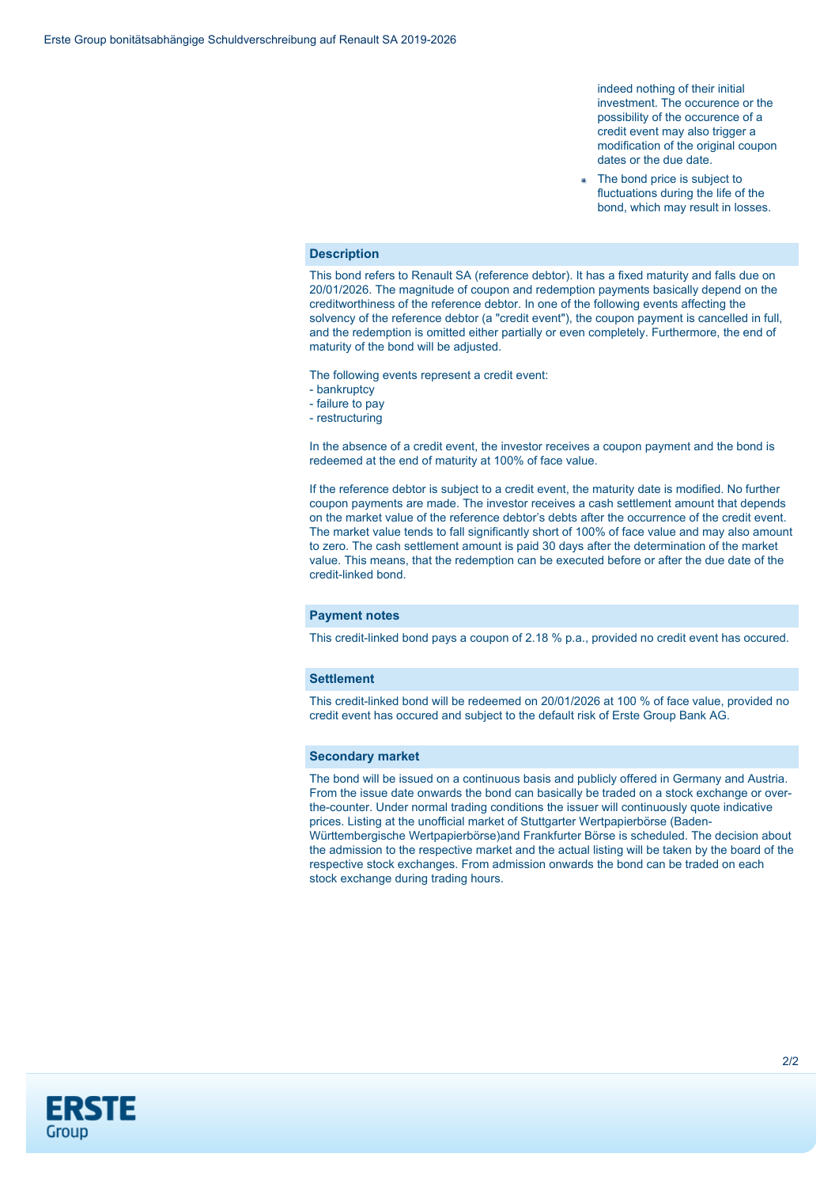indeed nothing of their initial investment. The occurence or the possibility of the occurence of a credit event may also trigger a modification of the original coupon dates or the due date.

- The bond price is subject to fluctuations during the life of the bond, which may result in losses.

## Description

This bond refers to Renault SA (reference debtor). It has a fixed maturity and falls due on 20/01/2026. The magnitude of coupon and redemption payments basically depend on the creditworthiness of the reference debtor. In one of the following events affecting the solvency of the reference debtor (a "credit event"), the coupon payment is cancelled in full, and the redemption is omitted either partially or even completely. Furthermore, the end of maturity of the bond will be adjusted.

The following events represent a credit event:
- bankruptcy
- failure to pay
- restructuring

In the absence of a credit event, the investor receives a coupon payment and the bond is redeemed at the end of maturity at 100% of face value.

If the reference debtor is subject to a credit event, the maturity date is modified. No further coupon payments are made. The investor receives a cash settlement amount that depends on the market value of the reference debtor's debts after the occurrence of the credit event. The market value tends to fall significantly short of 100% of face value and may also amount to zero. The cash settlement amount is paid 30 days after the determination of the market value. This means, that the redemption can be executed before or after the due date of the credit-linked bond.

## Payment notes

This credit-linked bond pays a coupon of 2.18 % p.a., provided no credit event has occured.

## Settlement

This credit-linked bond will be redeemed on 20/01/2026 at 100 % of face value, provided no credit event has occured and subject to the default risk of Erste Group Bank AG.

## Secondary market

The bond will be issued on a continuous basis and publicly offered in Germany and Austria. From the issue date onwards the bond can basically be traded on a stock exchange or over-the-counter. Under normal trading conditions the issuer will continuously quote indicative prices. Listing at the unofficial market of Stuttgarter Wertpapierbörse (Baden-Württembergische Wertpapierbörse)and Frankfurter Börse is scheduled. The decision about the admission to the respective market and the actual listing will be taken by the board of the respective stock exchanges. From admission onwards the bond can be traded on each stock exchange during trading hours.